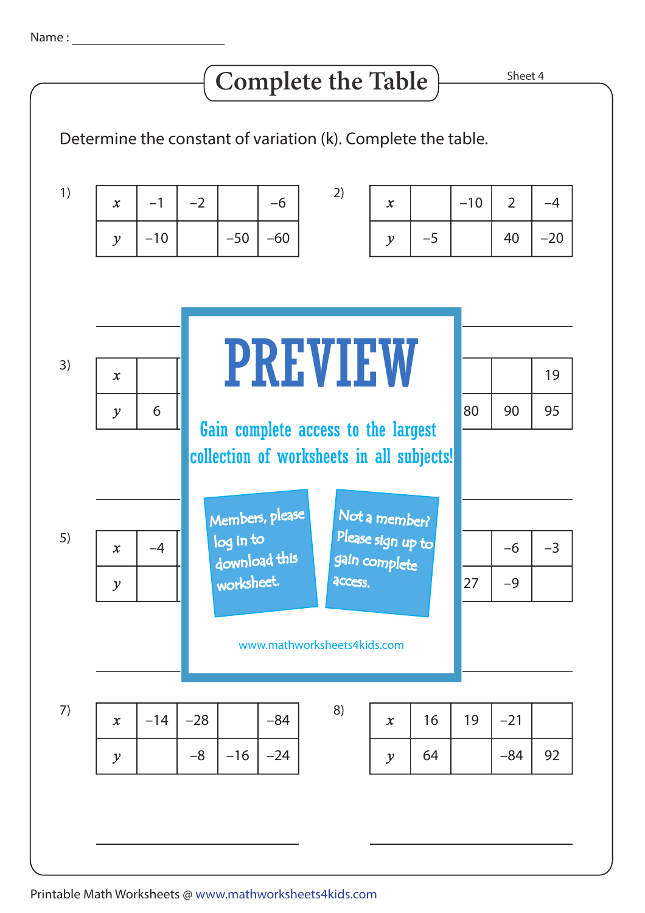Name : ________________

# Complete the Table

Sheet 4

Determine the constant of variation (k). Complete the table.

1)

| $x$ | –1 | –2 | | –6 |
|---|---|---|---|---|
| $y$ | –10 | | –50 | –60 |

2)

| $x$ | | –10 | 2 | –4 |
|---|---|---|---|---|
| $y$ | –5 | | 40 | –20 |

3)

| $x$ | | | | |
|---|---|---|---|---|
| $y$ | 6 | | | |

4)

| $x$ | | | | 19 |
|---|---|---|---|---|
| $y$ | | 80 | 90 | 95 |

5)

| $x$ | –4 | | | |
|---|---|---|---|---|
| $y$ | | | | |

6)

| $x$ | | | –6 | –3 |
|---|---|---|---|---|
| $y$ | | 27 | –9 | |

PREVIEW

Gain complete access to the largest collection of worksheets in all subjects!

Members, please log in to download this worksheet.

Not a member? Please sign up to gain complete access.

www.mathworksheets4kids.com

7)

| $x$ | –14 | –28 | | –84 |
|---|---|---|---|---|
| $y$ | | –8 | –16 | –24 |

8)

| $x$ | 16 | 19 | –21 | |
|---|---|---|---|---|
| $y$ | 64 | | –84 | 92 |

Printable Math Worksheets @ www.mathworksheets4kids.com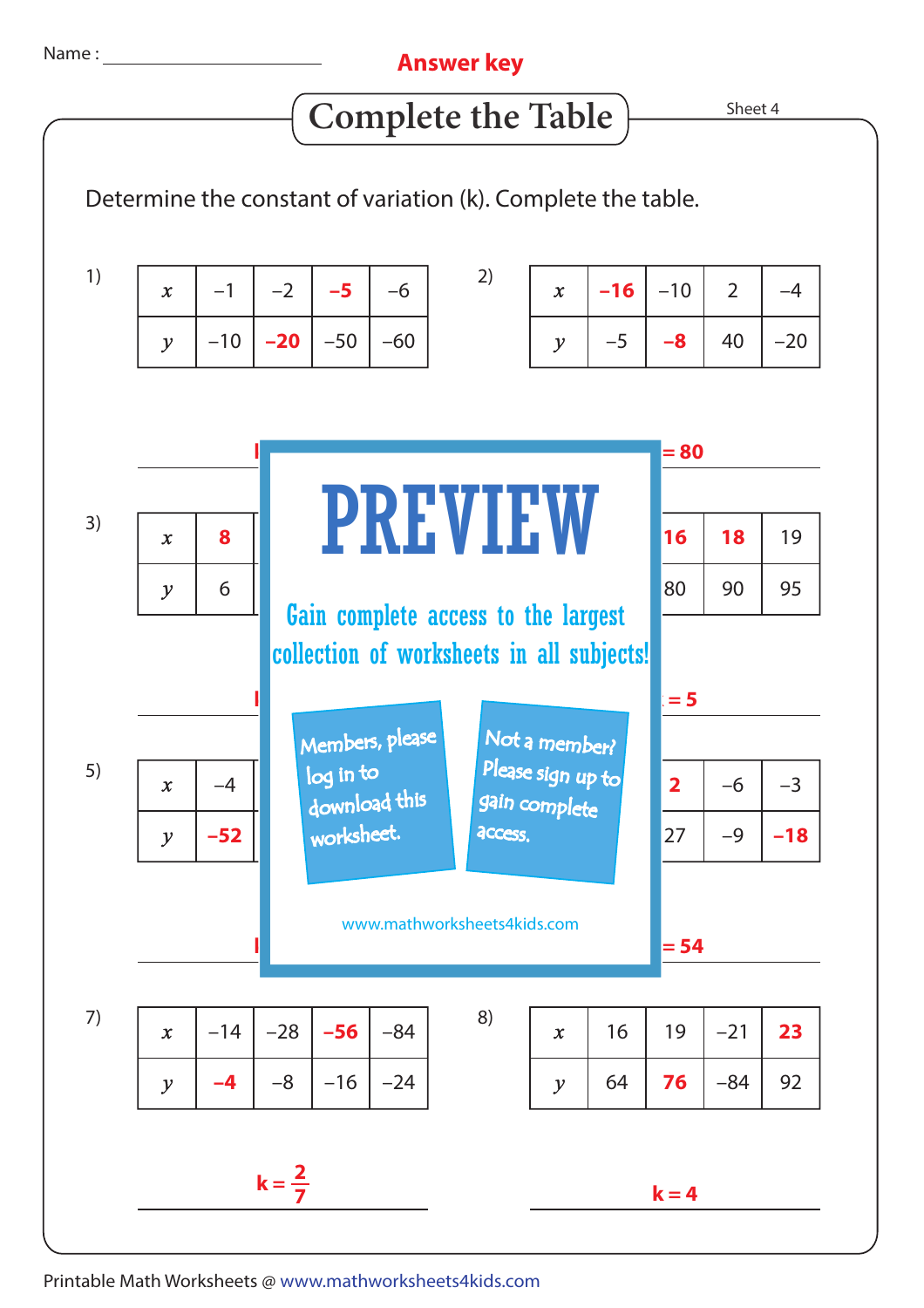Name : ______________________ **Answer key**

# Complete the Table

Sheet 4

Determine the constant of variation (k). Complete the table.

1)

| | | | | |
|---|---|---|---|---|
| $x$ | –1 | –2 | **–5** | –6 |
| $y$ | –10 | **–20** | –50 | –60 |

2)

| | | | | |
|---|---|---|---|---|
| $x$ | **–16** | –10 | 2 | –4 |
| $y$ | –5 | **–8** | 40 | –20 |

**= 80**

3)

| | |
|---|---|
| $x$ | **8** |
| $y$ | 6 |

| | | | |
|---|---|---|---|
| | **16** | **18** | 19 |
| | 80 | 90 | 95 |

**= 5**

5)

| | |
|---|---|
| $x$ | –4 |
| $y$ | **–52** |

| | | | |
|---|---|---|---|
| | **2** | –6 | –3 |
| | 27 | –9 | **–18** |

**= 54**

**PREVIEW**

Gain complete access to the largest collection of worksheets in all subjects!

Members, please log in to download this worksheet.

Not a member? Please sign up to gain complete access.

www.mathworksheets4kids.com

7)

| | | | | |
|---|---|---|---|---|
| $x$ | –14 | –28 | **–56** | –84 |
| $y$ | **–4** | –8 | –16 | –24 |

**$k = \frac{2}{7}$**

8)

| | | | | |
|---|---|---|---|---|
| $x$ | 16 | 19 | –21 | **23** |
| $y$ | 64 | **76** | –84 | 92 |

**k = 4**

Printable Math Worksheets @ www.mathworksheets4kids.com